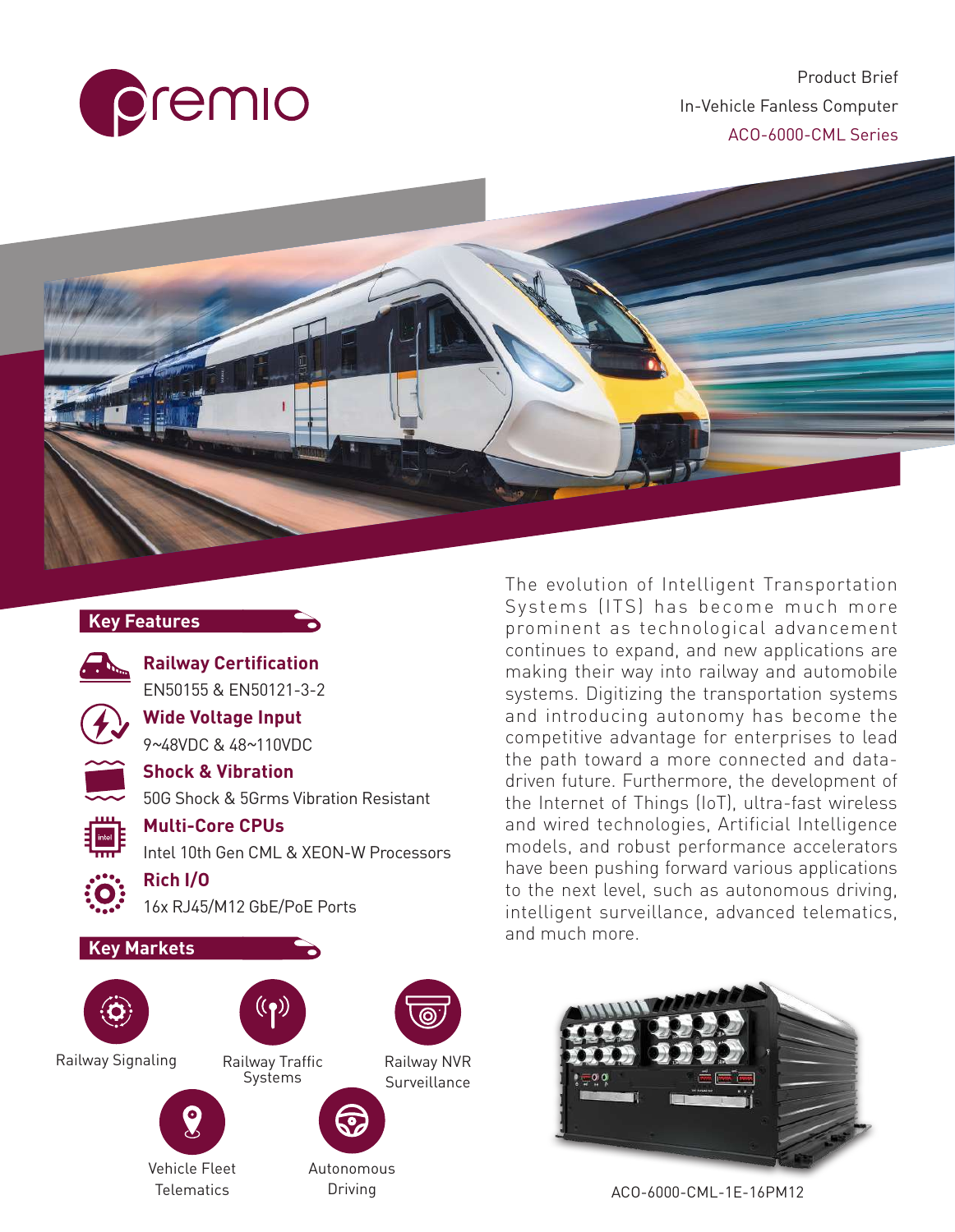Product Brief

In-Vehicle Fanless Computer

ACO-6000-CML Series

## Key Features

**Railway Certification**
EN50155 & EN50121-3-2

**Wide Voltage Input**
9~48VDC & 48~110VDC

**Shock & Vibration**
50G Shock & 5Grms Vibration Resistant

**Multi-Core CPUs**
Intel 10th Gen CML & XEON-W Processors

**Rich I/O**
16x RJ45/M12 GbE/PoE Ports

## Key Markets

- Railway Signaling
- Railway Traffic Systems
- Railway NVR Surveillance
- Vehicle Fleet Telematics
- Autonomous Driving

The evolution of Intelligent Transportation Systems (ITS) has become much more prominent as technological advancement continues to expand, and new applications are making their way into railway and automobile systems. Digitizing the transportation systems and introducing autonomy has become the competitive advantage for enterprises to lead the path toward a more connected and data-driven future. Furthermore, the development of the Internet of Things (IoT), ultra-fast wireless and wired technologies, Artificial Intelligence models, and robust performance accelerators have been pushing forward various applications to the next level, such as autonomous driving, intelligent surveillance, advanced telematics, and much more.

ACO-6000-CML-1E-16PM12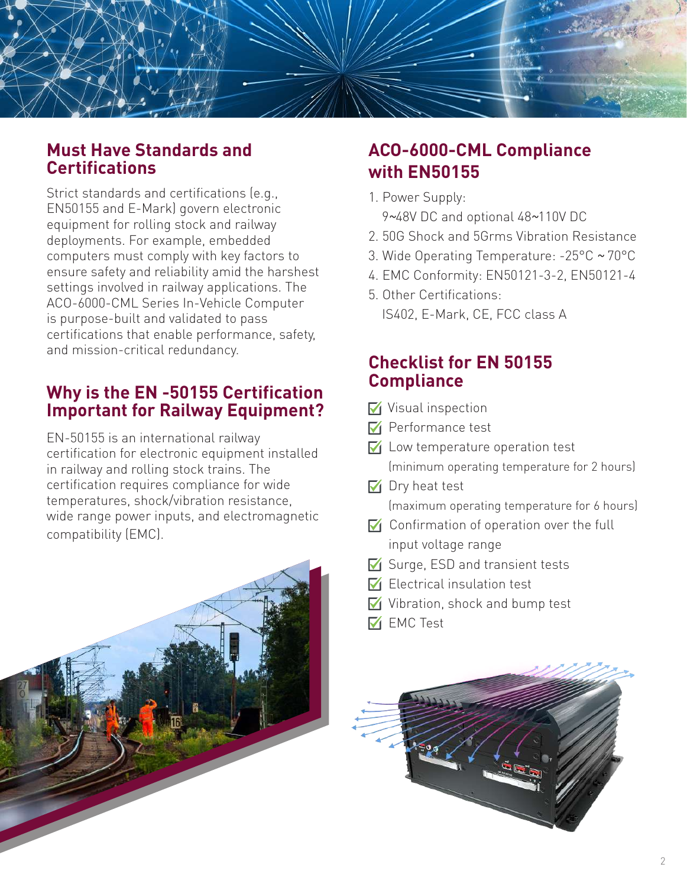## Must Have Standards and Certifications

Strict standards and certifications (e.g., EN50155 and E-Mark) govern electronic equipment for rolling stock and railway deployments. For example, embedded computers must comply with key factors to ensure safety and reliability amid the harshest settings involved in railway applications. The ACO-6000-CML Series In-Vehicle Computer is purpose-built and validated to pass certifications that enable performance, safety, and mission-critical redundancy.

## Why is the EN -50155 Certification Important for Railway Equipment?

EN-50155 is an international railway certification for electronic equipment installed in railway and rolling stock trains. The certification requires compliance for wide temperatures, shock/vibration resistance, wide range power inputs, and electromagnetic compatibility (EMC).

## ACO-6000-CML Compliance with EN50155

1. Power Supply:
   9~48V DC and optional 48~110V DC
2. 50G Shock and 5Grms Vibration Resistance
3. Wide Operating Temperature: -25°C ~ 70°C
4. EMC Conformity: EN50121-3-2, EN50121-4
5. Other Certifications:
   IS402, E-Mark, CE, FCC class A

## Checklist for EN 50155 Compliance

- [x] Visual inspection
- [x] Performance test
- [x] Low temperature operation test (minimum operating temperature for 2 hours)
- [x] Dry heat test (maximum operating temperature for 6 hours)
- [x] Confirmation of operation over the full input voltage range
- [x] Surge, ESD and transient tests
- [x] Electrical insulation test
- [x] Vibration, shock and bump test
- [x] EMC Test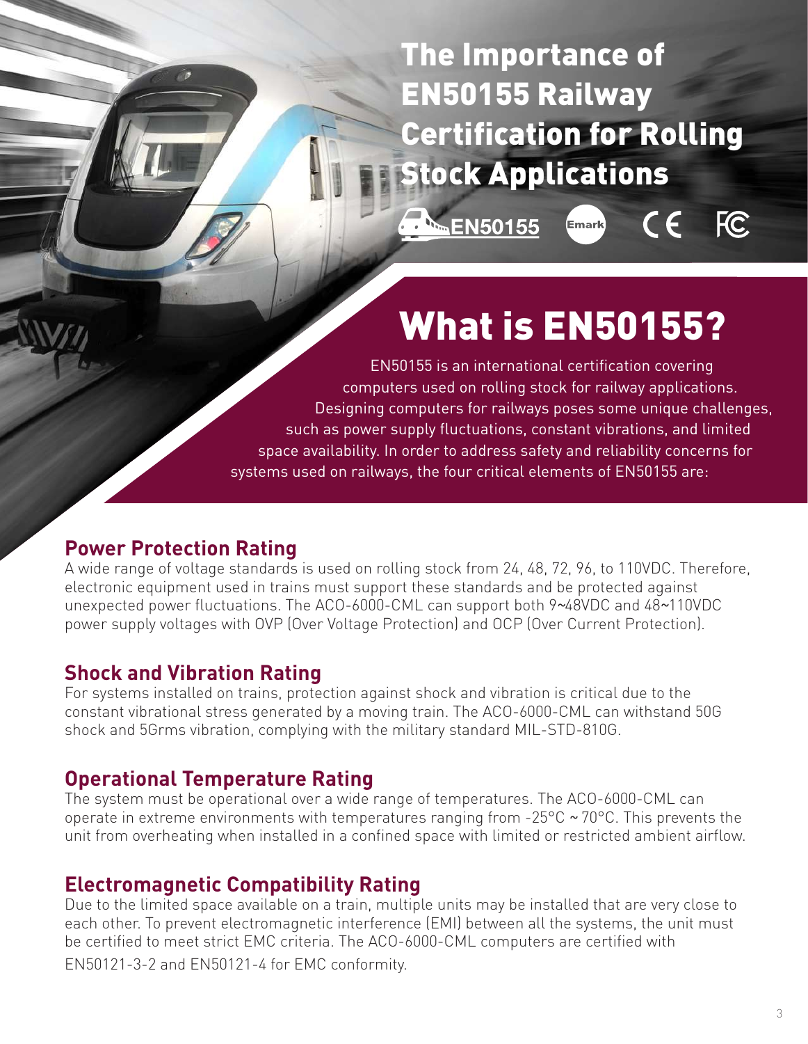# The Importance of EN50155 Railway Certification for Rolling Stock Applications

EN50155 Emark CE FC

## What is EN50155?

EN50155 is an international certification covering computers used on rolling stock for railway applications. Designing computers for railways poses some unique challenges, such as power supply fluctuations, constant vibrations, and limited space availability. In order to address safety and reliability concerns for systems used on railways, the four critical elements of EN50155 are:

### Power Protection Rating

A wide range of voltage standards is used on rolling stock from 24, 48, 72, 96, to 110VDC. Therefore, electronic equipment used in trains must support these standards and be protected against unexpected power fluctuations. The ACO-6000-CML can support both 9~48VDC and 48~110VDC power supply voltages with OVP (Over Voltage Protection) and OCP (Over Current Protection).

### Shock and Vibration Rating

For systems installed on trains, protection against shock and vibration is critical due to the constant vibrational stress generated by a moving train. The ACO-6000-CML can withstand 50G shock and 5Grms vibration, complying with the military standard MIL-STD-810G.

### Operational Temperature Rating

The system must be operational over a wide range of temperatures. The ACO-6000-CML can operate in extreme environments with temperatures ranging from -25°C ~ 70°C. This prevents the unit from overheating when installed in a confined space with limited or restricted ambient airflow.

### Electromagnetic Compatibility Rating

Due to the limited space available on a train, multiple units may be installed that are very close to each other. To prevent electromagnetic interference (EMI) between all the systems, the unit must be certified to meet strict EMC criteria. The ACO-6000-CML computers are certified with EN50121-3-2 and EN50121-4 for EMC conformity.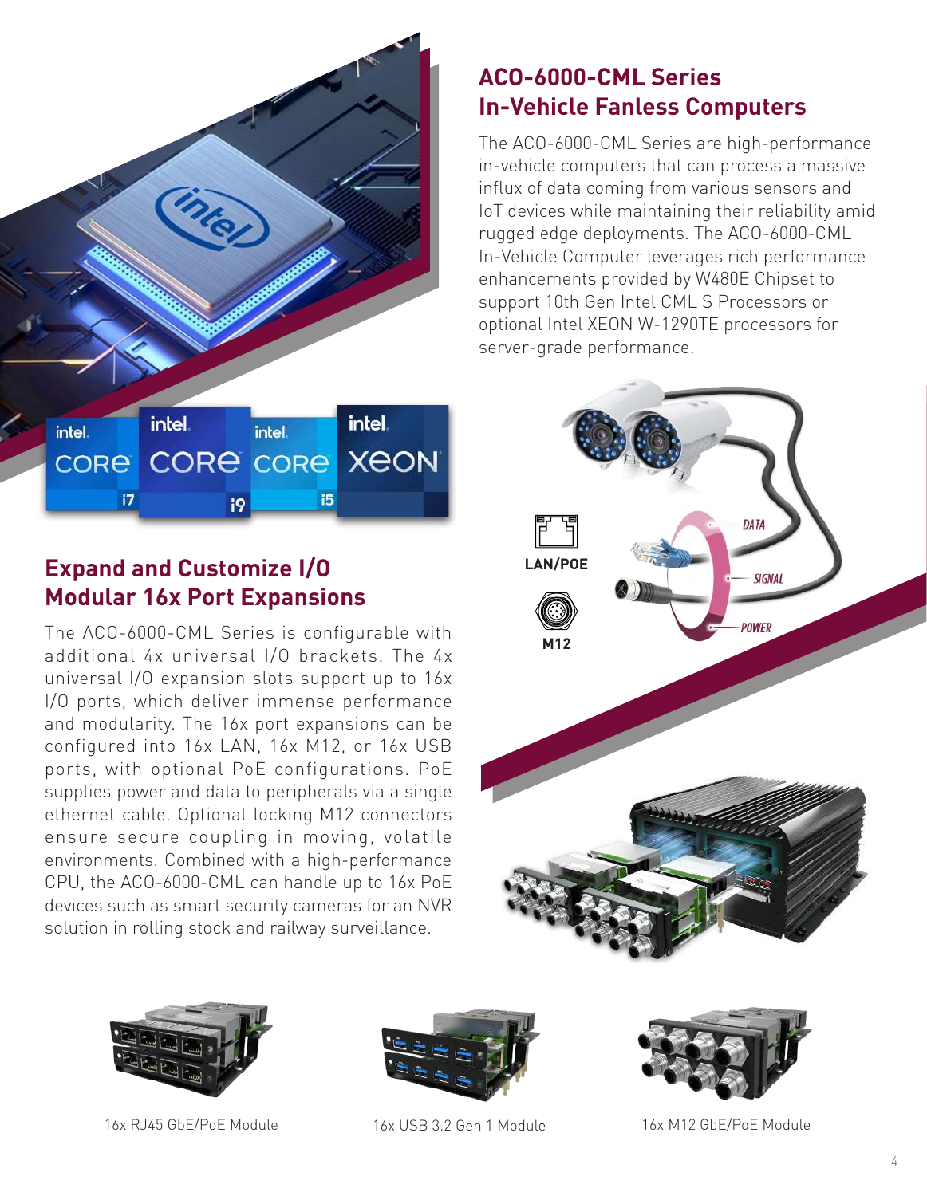## ACO-6000-CML Series In-Vehicle Fanless Computers

The ACO-6000-CML Series are high-performance in-vehicle computers that can process a massive influx of data coming from various sensors and IoT devices while maintaining their reliability amid rugged edge deployments. The ACO-6000-CML In-Vehicle Computer leverages rich performance enhancements provided by W480E Chipset to support 10th Gen Intel CML S Processors or optional Intel XEON W-1290TE processors for server-grade performance.

## Expand and Customize I/O Modular 16x Port Expansions

The ACO-6000-CML Series is configurable with additional 4x universal I/O brackets. The 4x universal I/O expansion slots support up to 16x I/O ports, which deliver immense performance and modularity. The 16x port expansions can be configured into 16x LAN, 16x M12, or 16x USB ports, with optional PoE configurations. PoE supplies power and data to peripherals via a single ethernet cable. Optional locking M12 connectors ensure secure coupling in moving, volatile environments. Combined with a high-performance CPU, the ACO-6000-CML can handle up to 16x PoE devices such as smart security cameras for an NVR solution in rolling stock and railway surveillance.

LAN/POE

M12

DATA

SIGNAL

POWER

16x RJ45 GbE/PoE Module

16x USB 3.2 Gen 1 Module

16x M12 GbE/PoE Module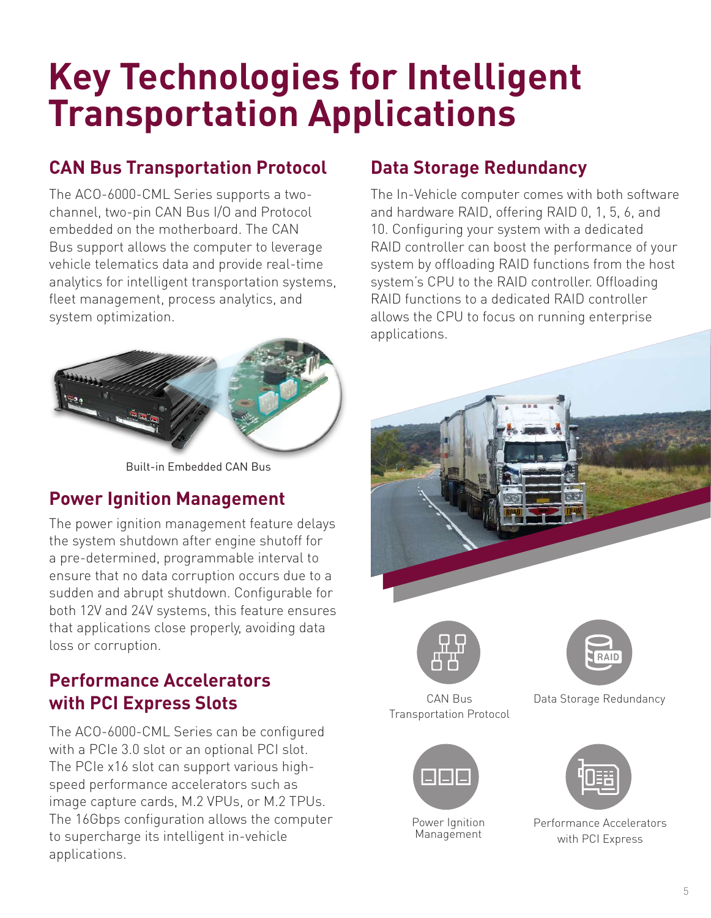# Key Technologies for Intelligent Transportation Applications

## CAN Bus Transportation Protocol

The ACO-6000-CML Series supports a two-channel, two-pin CAN Bus I/O and Protocol embedded on the motherboard. The CAN Bus support allows the computer to leverage vehicle telematics data and provide real-time analytics for intelligent transportation systems, fleet management, process analytics, and system optimization.

Built-in Embedded CAN Bus

## Power Ignition Management

The power ignition management feature delays the system shutdown after engine shutoff for a pre-determined, programmable interval to ensure that no data corruption occurs due to a sudden and abrupt shutdown. Configurable for both 12V and 24V systems, this feature ensures that applications close properly, avoiding data loss or corruption.

## Performance Accelerators with PCI Express Slots

The ACO-6000-CML Series can be configured with a PCIe 3.0 slot or an optional PCI slot. The PCIe x16 slot can support various high-speed performance accelerators such as image capture cards, M.2 VPUs, or M.2 TPUs. The 16Gbps configuration allows the computer to supercharge its intelligent in-vehicle applications.

## Data Storage Redundancy

The In-Vehicle computer comes with both software and hardware RAID, offering RAID 0, 1, 5, 6, and 10. Configuring your system with a dedicated RAID controller can boost the performance of your system by offloading RAID functions from the host system's CPU to the RAID controller. Offloading RAID functions to a dedicated RAID controller allows the CPU to focus on running enterprise applications.

CAN Bus Transportation Protocol

Data Storage Redundancy

Power Ignition Management

Performance Accelerators with PCI Express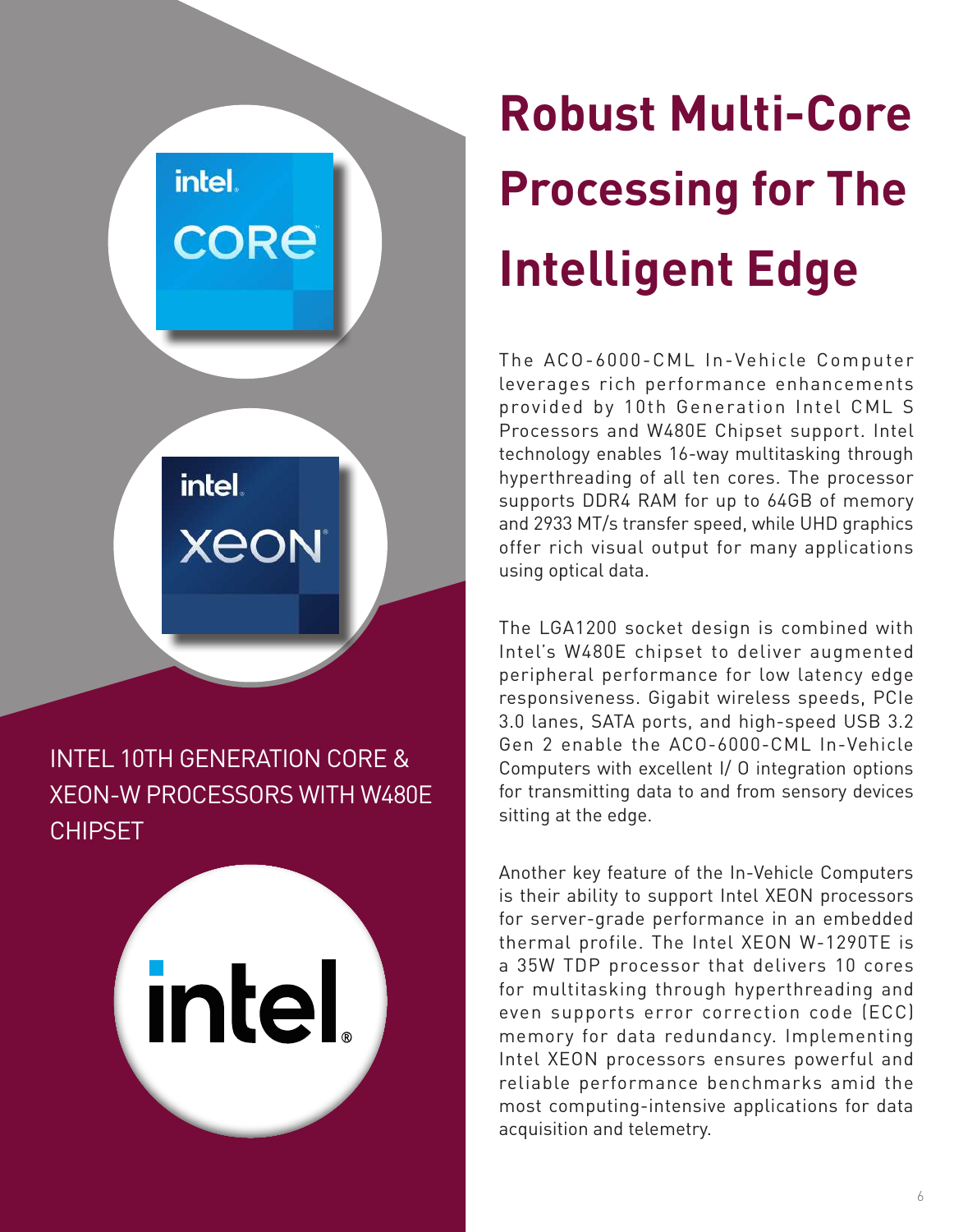# Robust Multi-Core Processing for The Intelligent Edge

INTEL 10TH GENERATION CORE & XEON-W PROCESSORS WITH W480E CHIPSET

The ACO-6000-CML In-Vehicle Computer leverages rich performance enhancements provided by 10th Generation Intel CML S Processors and W480E Chipset support. Intel technology enables 16-way multitasking through hyperthreading of all ten cores. The processor supports DDR4 RAM for up to 64GB of memory and 2933 MT/s transfer speed, while UHD graphics offer rich visual output for many applications using optical data.

The LGA1200 socket design is combined with Intel's W480E chipset to deliver augmented peripheral performance for low latency edge responsiveness. Gigabit wireless speeds, PCIe 3.0 lanes, SATA ports, and high-speed USB 3.2 Gen 2 enable the ACO-6000-CML In-Vehicle Computers with excellent I/ O integration options for transmitting data to and from sensory devices sitting at the edge.

Another key feature of the In-Vehicle Computers is their ability to support Intel XEON processors for server-grade performance in an embedded thermal profile. The Intel XEON W-1290TE is a 35W TDP processor that delivers 10 cores for multitasking through hyperthreading and even supports error correction code (ECC) memory for data redundancy. Implementing Intel XEON processors ensures powerful and reliable performance benchmarks amid the most computing-intensive applications for data acquisition and telemetry.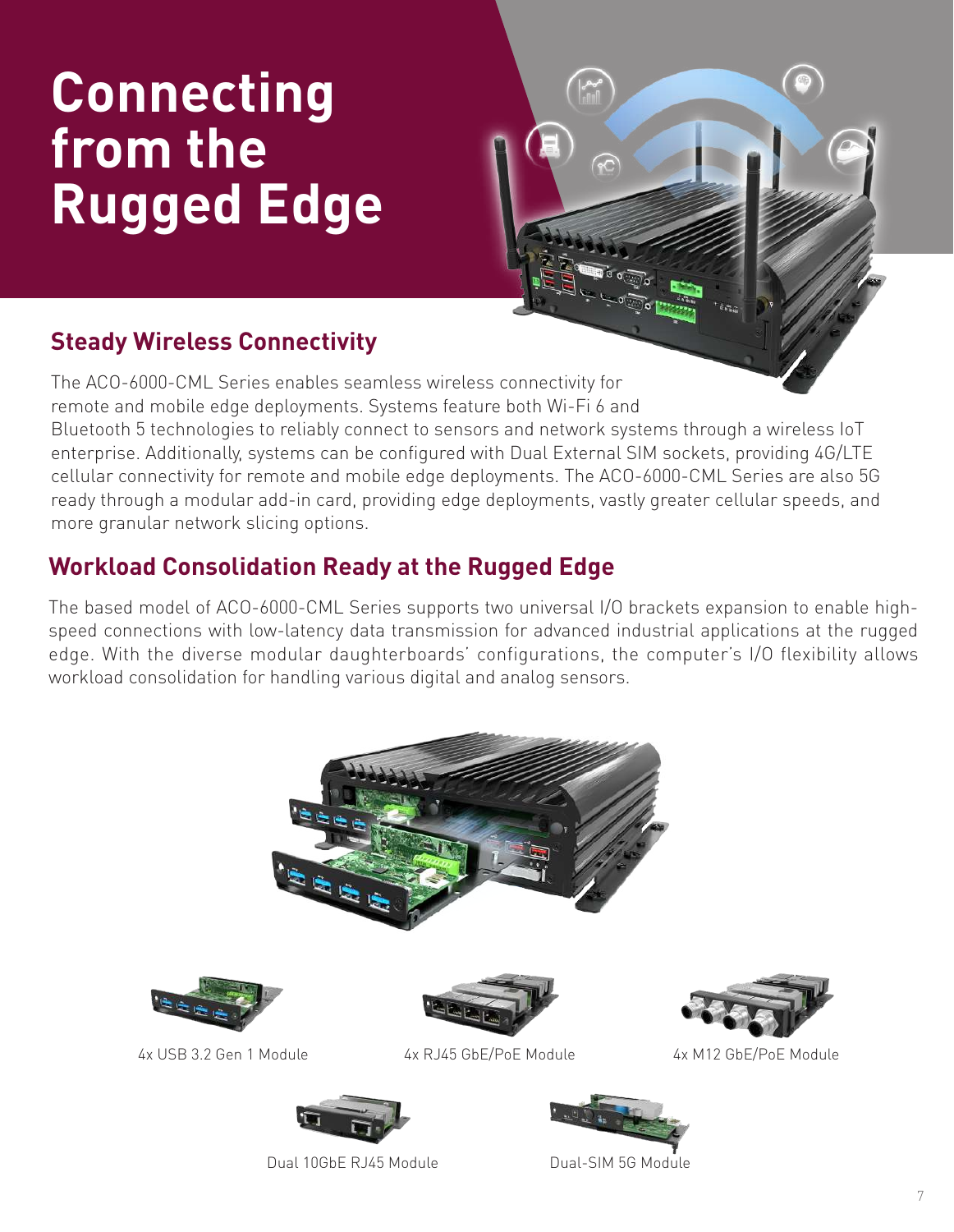# Connecting from the Rugged Edge

## Steady Wireless Connectivity

The ACO-6000-CML Series enables seamless wireless connectivity for remote and mobile edge deployments. Systems feature both Wi-Fi 6 and Bluetooth 5 technologies to reliably connect to sensors and network systems through a wireless IoT enterprise. Additionally, systems can be configured with Dual External SIM sockets, providing 4G/LTE cellular connectivity for remote and mobile edge deployments. The ACO-6000-CML Series are also 5G ready through a modular add-in card, providing edge deployments, vastly greater cellular speeds, and more granular network slicing options.

## Workload Consolidation Ready at the Rugged Edge

The based model of ACO-6000-CML Series supports two universal I/O brackets expansion to enable high-speed connections with low-latency data transmission for advanced industrial applications at the rugged edge. With the diverse modular daughterboards' configurations, the computer's I/O flexibility allows workload consolidation for handling various digital and analog sensors.

4x USB 3.2 Gen 1 Module

4x RJ45 GbE/PoE Module

4x M12 GbE/PoE Module

Dual 10GbE RJ45 Module

Dual-SIM 5G Module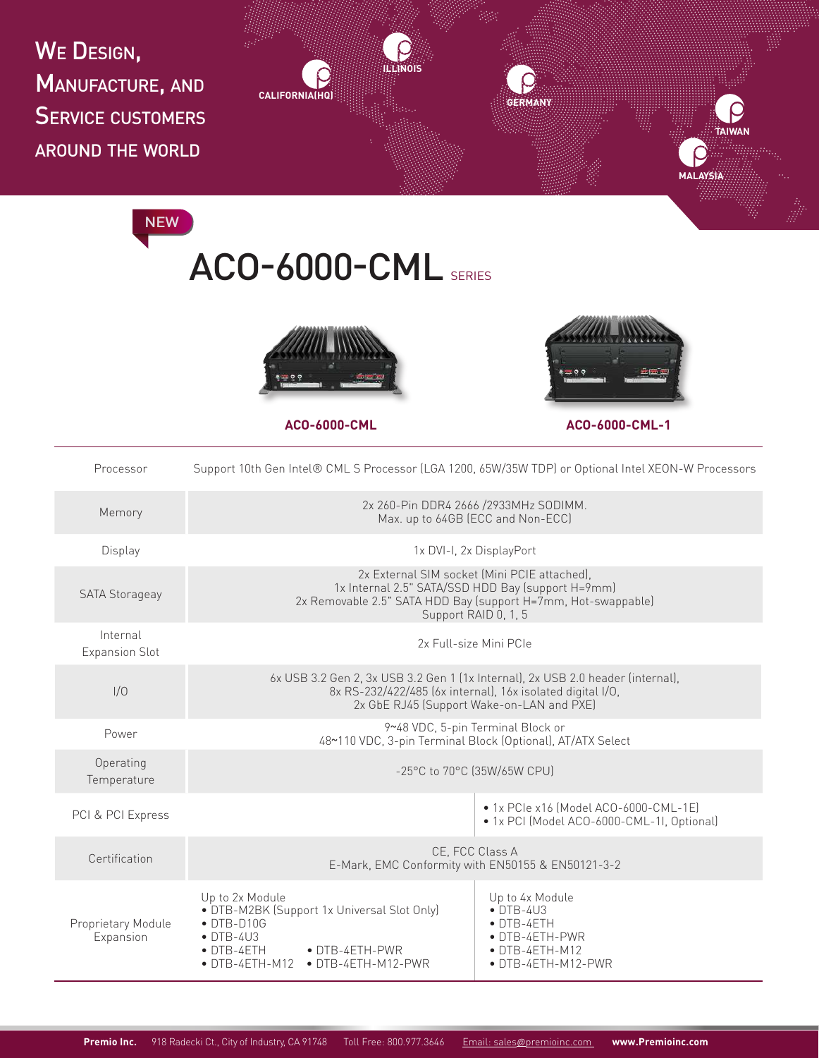We Design, Manufacture, and Service customers around the world

CALIFORNIA(HQ) ILLINOIS GERMANY TAIWAN MALAYSIA

NEW

# ACO-6000-CML SERIES

**ACO-6000-CML** **ACO-6000-CML-1**

| | | |
|---|---|---|
| Processor | Support 10th Gen Intel® CML S Processor (LGA 1200, 65W/35W TDP) or Optional Intel XEON-W Processors | |
| Memory | 2x 260-Pin DDR4 2666 /2933MHz SODIMM. Max. up to 64GB (ECC and Non-ECC) | |
| Display | 1x DVI-I, 2x DisplayPort | |
| SATA Storageay | 2x External SIM socket (Mini PCIE attached), 1x Internal 2.5" SATA/SSD HDD Bay (support H=9mm) 2x Removable 2.5" SATA HDD Bay (support H=7mm, Hot-swappable) Support RAID 0, 1, 5 | |
| Internal Expansion Slot | 2x Full-size Mini PCIe | |
| I/O | 6x USB 3.2 Gen 2, 3x USB 3.2 Gen 1 (1x Internal), 2x USB 2.0 header (internal), 8x RS-232/422/485 (6x internal), 16x isolated digital I/O, 2x GbE RJ45 (Support Wake-on-LAN and PXE) | |
| Power | 9~48 VDC, 5-pin Terminal Block or 48~110 VDC, 3-pin Terminal Block (Optional), AT/ATX Select | |
| Operating Temperature | -25°C to 70°C (35W/65W CPU) | |
| PCI & PCI Express | | • 1x PCIe x16 (Model ACO-6000-CML-1E) • 1x PCI (Model ACO-6000-CML-1I, Optional) |
| Certification | CE, FCC Class A E-Mark, EMC Conformity with EN50155 & EN50121-3-2 | |
| Proprietary Module Expansion | Up to 2x Module • DTB-M2BK (Support 1x Universal Slot Only) • DTB-D10G • DTB-4U3 • DTB-4ETH • DTB-4ETH-M12 • DTB-4ETH-PWR • DTB-4ETH-M12-PWR | Up to 4x Module • DTB-4U3 • DTB-4ETH • DTB-4ETH-PWR • DTB-4ETH-M12 • DTB-4ETH-M12-PWR |

**Premio Inc.** 918 Radecki Ct., City of Industry, CA 91748 Toll Free: 800.977.3646 Email: sales@premioinc.com **www.Premioinc.com**